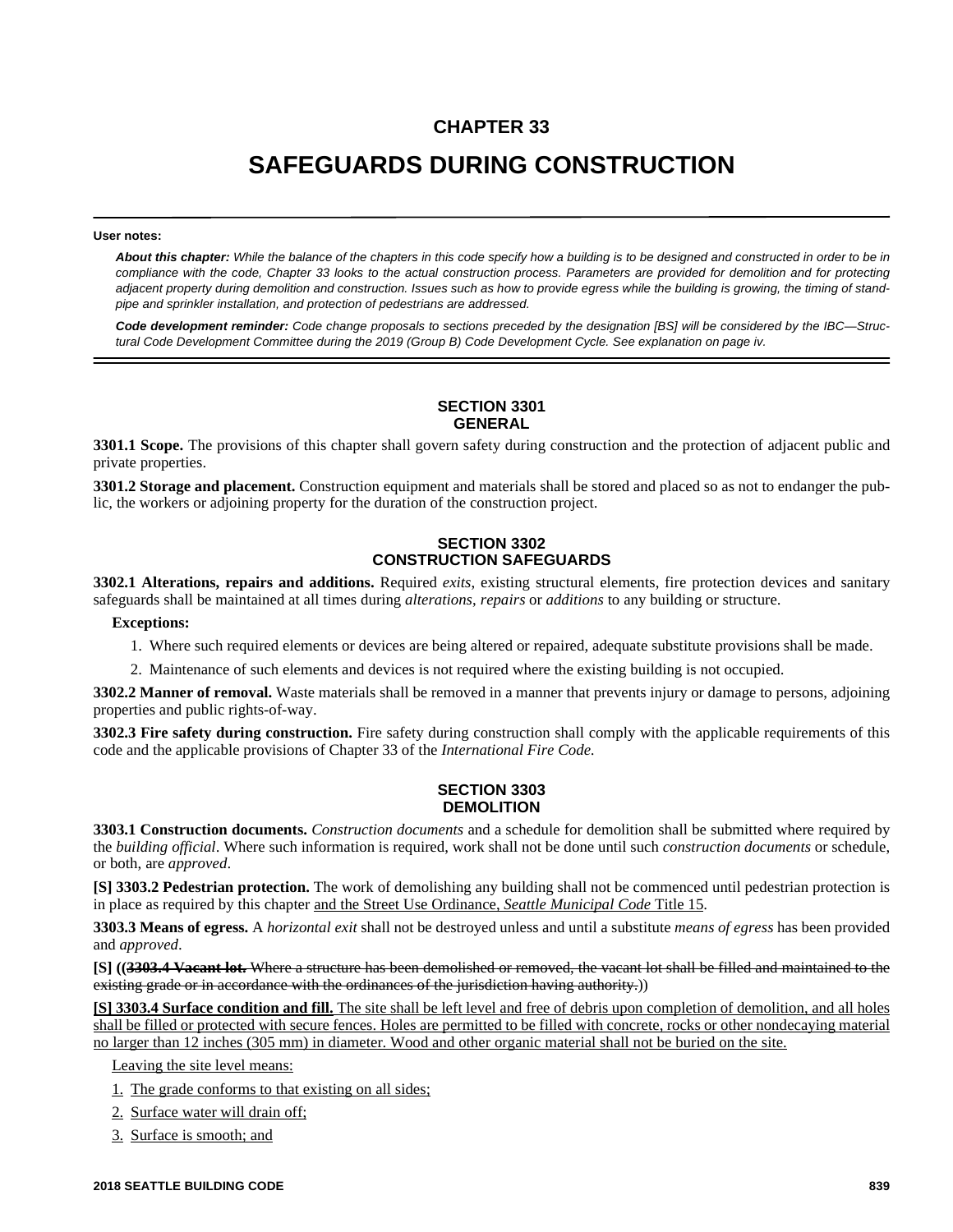# CHAPTER 33

# SAFEGUARDS DURING CONSTRUCTION

**User notes:**

***About this chapter:*** *While the balance of the chapters in this code specify how a building is to be designed and constructed in order to be in compliance with the code, Chapter 33 looks to the actual construction process. Parameters are provided for demolition and for protecting adjacent property during demolition and construction. Issues such as how to provide egress while the building is growing, the timing of standpipe and sprinkler installation, and protection of pedestrians are addressed.*

***Code development reminder:*** *Code change proposals to sections preceded by the designation [BS] will be considered by the IBC—Structural Code Development Committee during the 2019 (Group B) Code Development Cycle. See explanation on page iv.*

## SECTION 3301 GENERAL

**3301.1 Scope.** The provisions of this chapter shall govern safety during construction and the protection of adjacent public and private properties.

**3301.2 Storage and placement.** Construction equipment and materials shall be stored and placed so as not to endanger the public, the workers or adjoining property for the duration of the construction project.

## SECTION 3302 CONSTRUCTION SAFEGUARDS

**3302.1 Alterations, repairs and additions.** Required *exits*, existing structural elements, fire protection devices and sanitary safeguards shall be maintained at all times during *alterations*, *repairs* or *additions* to any building or structure.

**Exceptions:**

1. Where such required elements or devices are being altered or repaired, adequate substitute provisions shall be made.
2. Maintenance of such elements and devices is not required where the existing building is not occupied.

**3302.2 Manner of removal.** Waste materials shall be removed in a manner that prevents injury or damage to persons, adjoining properties and public rights-of-way.

**3302.3 Fire safety during construction.** Fire safety during construction shall comply with the applicable requirements of this code and the applicable provisions of Chapter 33 of the *International Fire Code.*

## SECTION 3303 DEMOLITION

**3303.1 Construction documents.** *Construction documents* and a schedule for demolition shall be submitted where required by the *building official*. Where such information is required, work shall not be done until such *construction documents* or schedule, or both, are *approved*.

**[S] 3303.2 Pedestrian protection.** The work of demolishing any building shall not be commenced until pedestrian protection is in place as required by this chapter <u>and the Street Use Ordinance, *Seattle Municipal Code* Title 15</u>.

**3303.3 Means of egress.** A *horizontal exit* shall not be destroyed unless and until a substitute *means of egress* has been provided and *approved*.

**[S] ((~~3303.4 Vacant lot.~~** ~~Where a structure has been demolished or removed, the vacant lot shall be filled and maintained to the existing grade or in accordance with the ordinances of the jurisdiction having authority.~~))

<u>**[S] 3303.4 Surface condition and fill.** The site shall be left level and free of debris upon completion of demolition, and all holes shall be filled or protected with secure fences. Holes are permitted to be filled with concrete, rocks or other nondecaying material no larger than 12 inches (305 mm) in diameter. Wood and other organic material shall not be buried on the site.</u>

<u>Leaving the site level means:</u>

1. <u>The grade conforms to that existing on all sides;</u>
2. <u>Surface water will drain off;</u>
3. <u>Surface is smooth; and</u>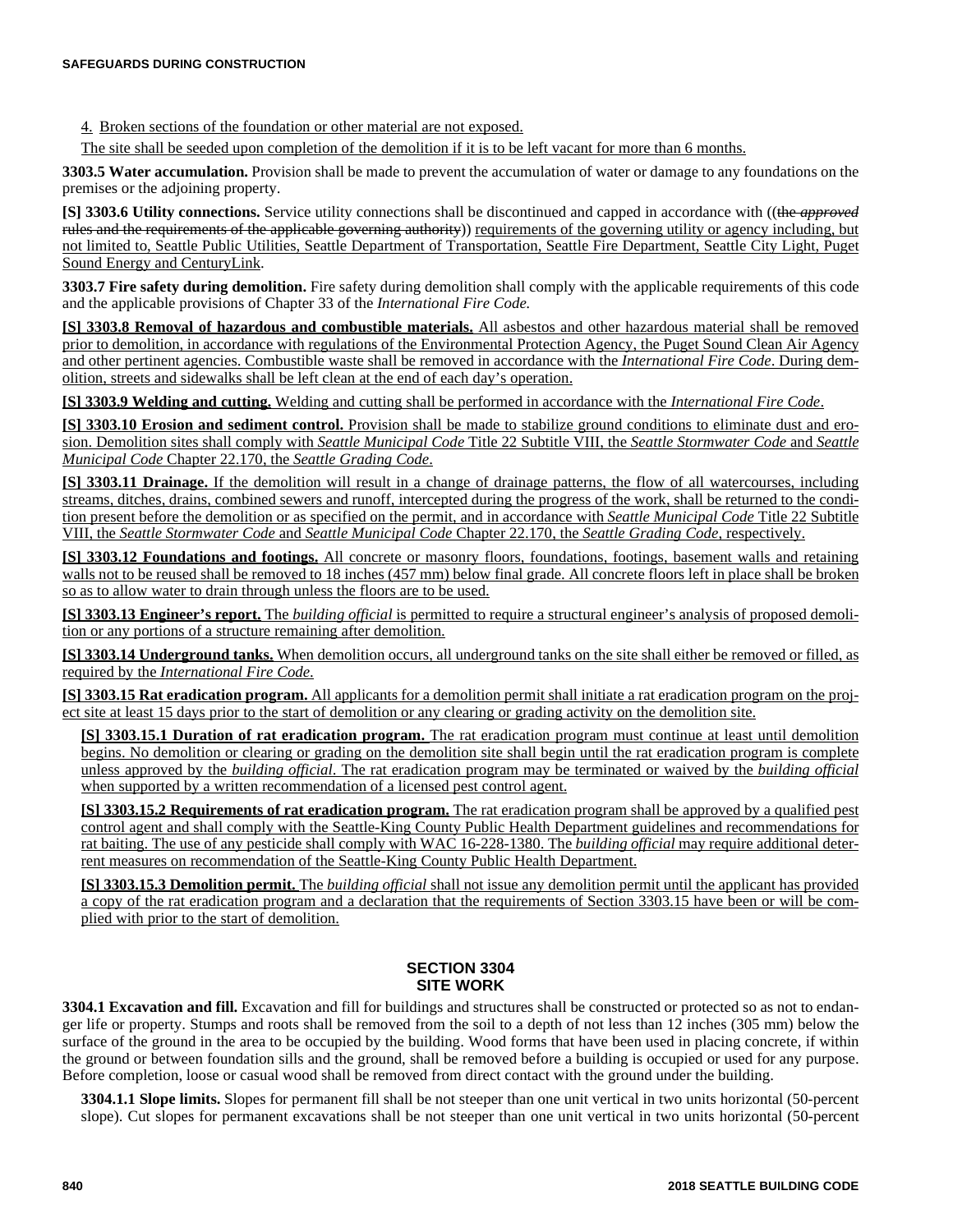4. Broken sections of the foundation or other material are not exposed.

The site shall be seeded upon completion of the demolition if it is to be left vacant for more than 6 months.

**3303.5 Water accumulation.** Provision shall be made to prevent the accumulation of water or damage to any foundations on the premises or the adjoining property.

**[S] 3303.6 Utility connections.** Service utility connections shall be discontinued and capped in accordance with ((~~the *approved* rules and the requirements of the applicable governing authority~~)) requirements of the governing utility or agency including, but not limited to, Seattle Public Utilities, Seattle Department of Transportation, Seattle Fire Department, Seattle City Light, Puget Sound Energy and CenturyLink.

**3303.7 Fire safety during demolition.** Fire safety during demolition shall comply with the applicable requirements of this code and the applicable provisions of Chapter 33 of the *International Fire Code.*

**[S] 3303.8 Removal of hazardous and combustible materials.** All asbestos and other hazardous material shall be removed prior to demolition, in accordance with regulations of the Environmental Protection Agency, the Puget Sound Clean Air Agency and other pertinent agencies. Combustible waste shall be removed in accordance with the *International Fire Code*. During demolition, streets and sidewalks shall be left clean at the end of each day's operation.

**[S] 3303.9 Welding and cutting.** Welding and cutting shall be performed in accordance with the *International Fire Code*.

**[S] 3303.10 Erosion and sediment control.** Provision shall be made to stabilize ground conditions to eliminate dust and erosion. Demolition sites shall comply with *Seattle Municipal Code* Title 22 Subtitle VIII, the *Seattle Stormwater Code* and *Seattle Municipal Code* Chapter 22.170, the *Seattle Grading Code*.

**[S] 3303.11 Drainage.** If the demolition will result in a change of drainage patterns, the flow of all watercourses, including streams, ditches, drains, combined sewers and runoff, intercepted during the progress of the work, shall be returned to the condition present before the demolition or as specified on the permit, and in accordance with *Seattle Municipal Code* Title 22 Subtitle VIII, the *Seattle Stormwater Code* and *Seattle Municipal Code* Chapter 22.170, the *Seattle Grading Code*, respectively.

**[S] 3303.12 Foundations and footings.** All concrete or masonry floors, foundations, footings, basement walls and retaining walls not to be reused shall be removed to 18 inches (457 mm) below final grade. All concrete floors left in place shall be broken so as to allow water to drain through unless the floors are to be used.

**[S] 3303.13 Engineer's report.** The *building official* is permitted to require a structural engineer's analysis of proposed demolition or any portions of a structure remaining after demolition.

**[S] 3303.14 Underground tanks.** When demolition occurs, all underground tanks on the site shall either be removed or filled, as required by the *International Fire Code*.

**[S] 3303.15 Rat eradication program.** All applicants for a demolition permit shall initiate a rat eradication program on the project site at least 15 days prior to the start of demolition or any clearing or grading activity on the demolition site.

**[S] 3303.15.1 Duration of rat eradication program.** The rat eradication program must continue at least until demolition begins. No demolition or clearing or grading on the demolition site shall begin until the rat eradication program is complete unless approved by the *building official*. The rat eradication program may be terminated or waived by the *building official* when supported by a written recommendation of a licensed pest control agent.

**[S] 3303.15.2 Requirements of rat eradication program.** The rat eradication program shall be approved by a qualified pest control agent and shall comply with the Seattle-King County Public Health Department guidelines and recommendations for rat baiting. The use of any pesticide shall comply with WAC 16-228-1380. The *building official* may require additional deterrent measures on recommendation of the Seattle-King County Public Health Department.

**[S] 3303.15.3 Demolition permit.** The *building official* shall not issue any demolition permit until the applicant has provided a copy of the rat eradication program and a declaration that the requirements of Section 3303.15 have been or will be complied with prior to the start of demolition.

## SECTION 3304 SITE WORK

**3304.1 Excavation and fill.** Excavation and fill for buildings and structures shall be constructed or protected so as not to endanger life or property. Stumps and roots shall be removed from the soil to a depth of not less than 12 inches (305 mm) below the surface of the ground in the area to be occupied by the building. Wood forms that have been used in placing concrete, if within the ground or between foundation sills and the ground, shall be removed before a building is occupied or used for any purpose. Before completion, loose or casual wood shall be removed from direct contact with the ground under the building.

**3304.1.1 Slope limits.** Slopes for permanent fill shall be not steeper than one unit vertical in two units horizontal (50-percent slope). Cut slopes for permanent excavations shall be not steeper than one unit vertical in two units horizontal (50-percent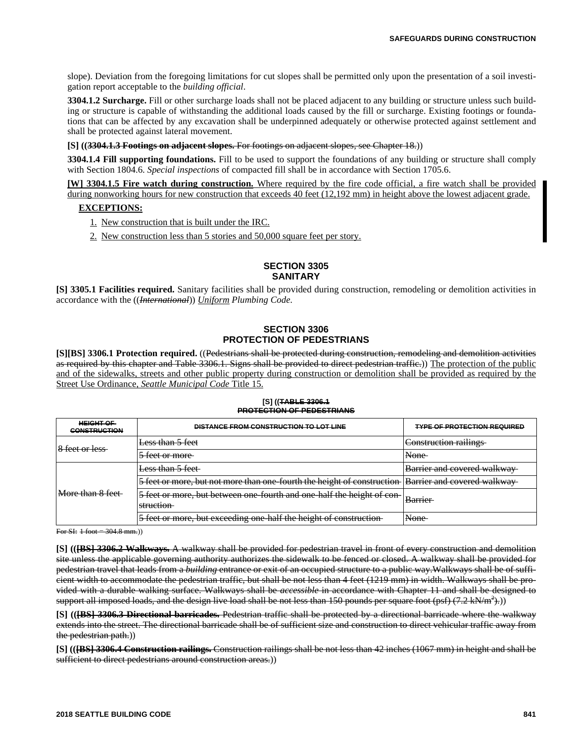slope). Deviation from the foregoing limitations for cut slopes shall be permitted only upon the presentation of a soil investigation report acceptable to the *building official*.

**3304.1.2 Surcharge.** Fill or other surcharge loads shall not be placed adjacent to any building or structure unless such building or structure is capable of withstanding the additional loads caused by the fill or surcharge. Existing footings or foundations that can be affected by any excavation shall be underpinned adequately or otherwise protected against settlement and shall be protected against lateral movement.

**[S] ((~~3304.1.3 Footings on adjacent slopes.~~** ~~For footings on adjacent slopes, see Chapter 18.~~))

**3304.1.4 Fill supporting foundations.** Fill to be used to support the foundations of any building or structure shall comply with Section 1804.6. *Special inspections* of compacted fill shall be in accordance with Section 1705.6.

**[W] 3304.1.5 Fire watch during construction.** Where required by the fire code official, a fire watch shall be provided during nonworking hours for new construction that exceeds 40 feet (12,192 mm) in height above the lowest adjacent grade.

**EXCEPTIONS:**

1. New construction that is built under the IRC.
2. New construction less than 5 stories and 50,000 square feet per story.

## SECTION 3305 SANITARY

**[S] 3305.1 Facilities required.** Sanitary facilities shall be provided during construction, remodeling or demolition activities in accordance with the ((~~*International*~~)) *Uniform Plumbing Code.*

## SECTION 3306 PROTECTION OF PEDESTRIANS

**[S][BS] 3306.1 Protection required.** ((~~Pedestrians shall be protected during construction, remodeling and demolition activities as required by this chapter and Table 3306.1. Signs shall be provided to direct pedestrian traffic.~~)) The protection of the public and of the sidewalks, streets and other public property during construction or demolition shall be provided as required by the Street Use Ordinance, *Seattle Municipal Code* Title 15.

**[S] ((~~TABLE 3306.1~~ ~~PROTECTION OF PEDESTRIANS~~**

| ~~HEIGHT OF CONSTRUCTION~~ | ~~DISTANCE FROM CONSTRUCTION TO LOT LINE~~ | ~~TYPE OF PROTECTION REQUIRED~~ |
|---|---|---|
| ~~8 feet or less~~ | ~~Less than 5 feet~~ | ~~Construction railings~~ |
| | ~~5 feet or more~~ | ~~None~~ |
| ~~More than 8 feet~~ | ~~Less than 5 feet~~ | ~~Barrier and covered walkway~~ |
| | ~~5 feet or more, but not more than one-fourth the height of construction~~ | ~~Barrier and covered walkway~~ |
| | ~~5 feet or more, but between one-fourth and one-half the height of construction~~ | ~~Barrier~~ |
| | ~~5 feet or more, but exceeding one-half the height of construction~~ | ~~None~~ |

~~For SI: 1 foot = 304.8 mm.~~))

**[S] ((~~[BS] 3306.2 Walkways.~~** ~~A walkway shall be provided for pedestrian travel in front of every construction and demolition site unless the applicable governing authority authorizes the sidewalk to be fenced or closed. A walkway shall be provided for pedestrian travel that leads from a *building* entrance or exit of an occupied structure to a public way. Walkways shall be of sufficient width to accommodate the pedestrian traffic, but shall be not less than 4 feet (1219 mm) in width. Walkways shall be provided with a durable walking surface. Walkways shall be *accessible* in accordance with Chapter 11 and shall be designed to support all imposed loads, and the design live load shall be not less than 150 pounds per square foot (psf) (7.2 kN/m²).~~))

**[S] ((~~[BS] 3306.3 Directional barricades.~~** ~~Pedestrian traffic shall be protected by a directional barricade where the walkway extends into the street. The directional barricade shall be of sufficient size and construction to direct vehicular traffic away from the pedestrian path.~~))

**[S] ((~~[BS] 3306.4 Construction railings.~~** ~~Construction railings shall be not less than 42 inches (1067 mm) in height and shall be sufficient to direct pedestrians around construction areas.~~))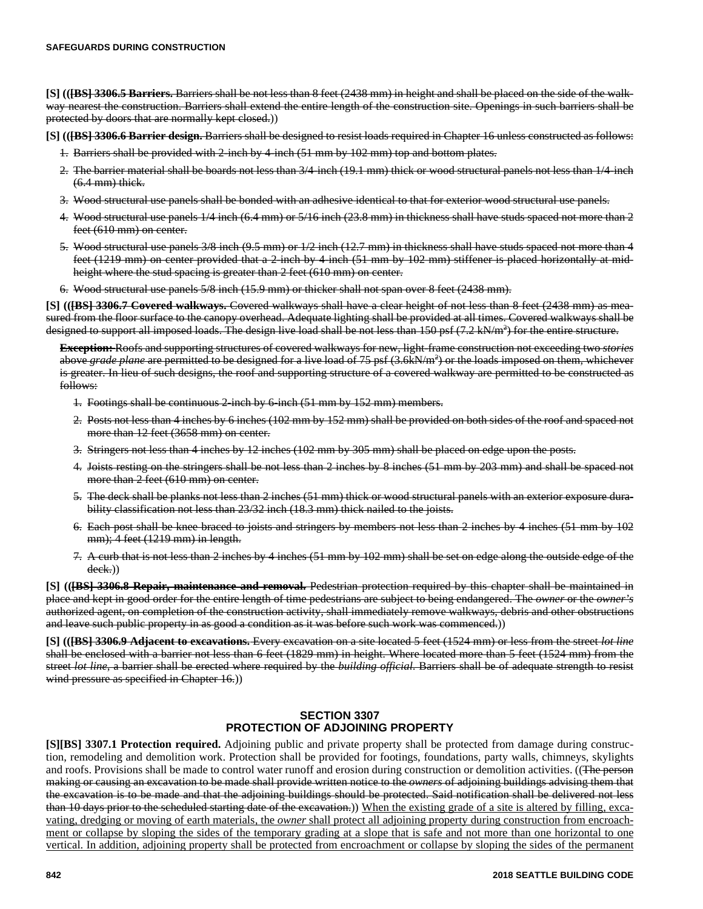**[S] (([BS] 3306.5 Barriers.** Barriers shall be not less than 8 feet (2438 mm) in height and shall be placed on the side of the walkway nearest the construction. Barriers shall extend the entire length of the construction site. Openings in such barriers shall be protected by doors that are normally kept closed.))

**[S] (([BS] 3306.6 Barrier design.** Barriers shall be designed to resist loads required in Chapter 16 unless constructed as follows:

1. Barriers shall be provided with 2-inch by 4-inch (51 mm by 102 mm) top and bottom plates.
2. The barrier material shall be boards not less than 3/4-inch (19.1 mm) thick or wood structural panels not less than 1/4-inch (6.4 mm) thick.
3. Wood structural use panels shall be bonded with an adhesive identical to that for exterior wood structural use panels.
4. Wood structural use panels 1/4 inch (6.4 mm) or 5/16 inch (23.8 mm) in thickness shall have studs spaced not more than 2 feet (610 mm) on center.
5. Wood structural use panels 3/8 inch (9.5 mm) or 1/2 inch (12.7 mm) in thickness shall have studs spaced not more than 4 feet (1219 mm) on center provided that a 2-inch by 4-inch (51 mm by 102 mm) stiffener is placed horizontally at mid-height where the stud spacing is greater than 2 feet (610 mm) on center.
6. Wood structural use panels 5/8 inch (15.9 mm) or thicker shall not span over 8 feet (2438 mm).

**[S] (([BS] 3306.7 Covered walkways.** Covered walkways shall have a clear height of not less than 8 feet (2438 mm) as measured from the floor surface to the canopy overhead. Adequate lighting shall be provided at all times. Covered walkways shall be designed to support all imposed loads. The design live load shall be not less than 150 psf (7.2 kN/m$^2$) for the entire structure.

**Exception:** Roofs and supporting structures of covered walkways for new, light-frame construction not exceeding two *stories* above *grade plane* are permitted to be designed for a live load of 75 psf (3.6kN/m$^2$) or the loads imposed on them, whichever is greater. In lieu of such designs, the roof and supporting structure of a covered walkway are permitted to be constructed as follows:

1. Footings shall be continuous 2-inch by 6-inch (51 mm by 152 mm) members.
2. Posts not less than 4 inches by 6 inches (102 mm by 152 mm) shall be provided on both sides of the roof and spaced not more than 12 feet (3658 mm) on center.
3. Stringers not less than 4 inches by 12 inches (102 mm by 305 mm) shall be placed on edge upon the posts.
4. Joists resting on the stringers shall be not less than 2 inches by 8 inches (51 mm by 203 mm) and shall be spaced not more than 2 feet (610 mm) on center.
5. The deck shall be planks not less than 2 inches (51 mm) thick or wood structural panels with an exterior exposure durability classification not less than 23/32 inch (18.3 mm) thick nailed to the joists.
6. Each post shall be knee braced to joists and stringers by members not less than 2 inches by 4 inches (51 mm by 102 mm); 4 feet (1219 mm) in length.
7. A curb that is not less than 2 inches by 4 inches (51 mm by 102 mm) shall be set on edge along the outside edge of the deck.))

**[S] (([BS] 3306.8 Repair, maintenance and removal.** Pedestrian protection required by this chapter shall be maintained in place and kept in good order for the entire length of time pedestrians are subject to being endangered. The *owner* or the *owner's* authorized agent, on completion of the construction activity, shall immediately remove walkways, debris and other obstructions and leave such public property in as good a condition as it was before such work was commenced.))

**[S] (([BS] 3306.9 Adjacent to excavations.** Every excavation on a site located 5 feet (1524 mm) or less from the street *lot line* shall be enclosed with a barrier not less than 6 feet (1829 mm) in height. Where located more than 5 feet (1524 mm) from the street *lot line*, a barrier shall be erected where required by the *building official*. Barriers shall be of adequate strength to resist wind pressure as specified in Chapter 16.))

## SECTION 3307
## PROTECTION OF ADJOINING PROPERTY

**[S][BS] 3307.1 Protection required.** Adjoining public and private property shall be protected from damage during construction, remodeling and demolition work. Protection shall be provided for footings, foundations, party walls, chimneys, skylights and roofs. Provisions shall be made to control water runoff and erosion during construction or demolition activities. ((The person making or causing an excavation to be made shall provide written notice to the *owners* of adjoining buildings advising them that the excavation is to be made and that the adjoining buildings should be protected. Said notification shall be delivered not less than 10 days prior to the scheduled starting date of the excavation.)) When the existing grade of a site is altered by filling, excavating, dredging or moving of earth materials, the *owner* shall protect all adjoining property during construction from encroachment or collapse by sloping the sides of the temporary grading at a slope that is safe and not more than one horizontal to one vertical. In addition, adjoining property shall be protected from encroachment or collapse by sloping the sides of the permanent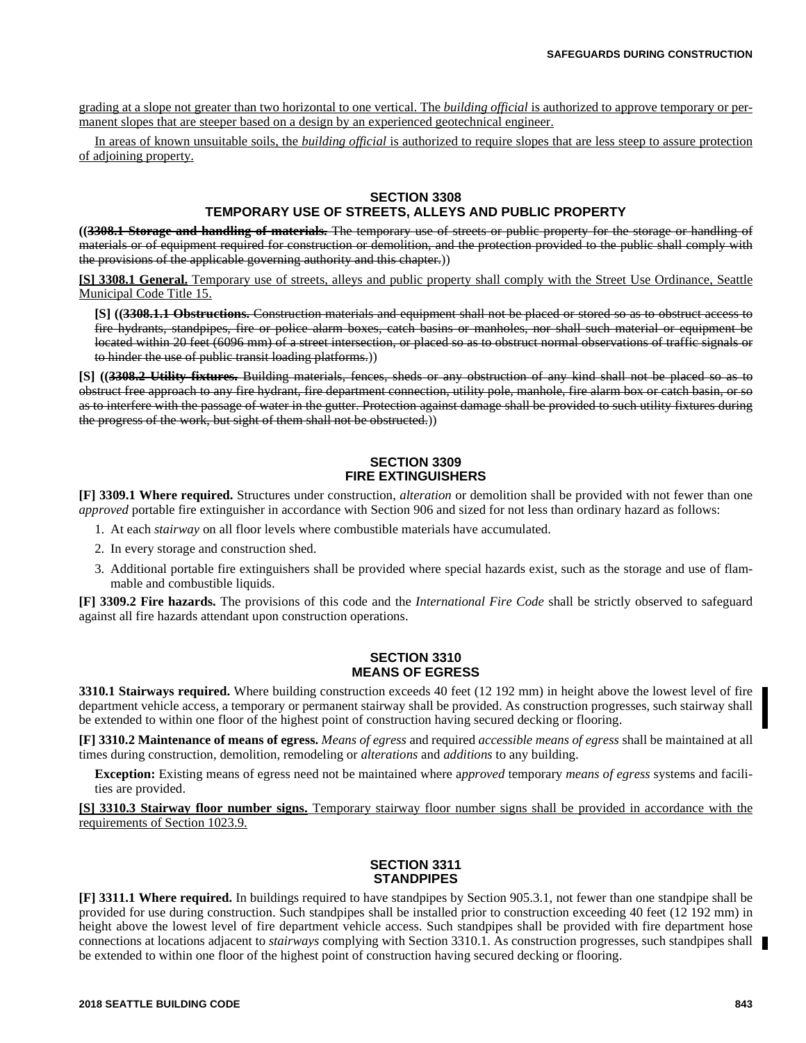grading at a slope not greater than two horizontal to one vertical. The *building official* is authorized to approve temporary or permanent slopes that are steeper based on a design by an experienced geotechnical engineer.

In areas of known unsuitable soils, the *building official* is authorized to require slopes that are less steep to assure protection of adjoining property.

## SECTION 3308
## TEMPORARY USE OF STREETS, ALLEYS AND PUBLIC PROPERTY

**((~~3308.1 Storage and handling of materials.~~** ~~The temporary use of streets or public property for the storage or handling of materials or of equipment required for construction or demolition, and the protection provided to the public shall comply with the provisions of the applicable governing authority and this chapter.~~))

**[S] 3308.1 General.** Temporary use of streets, alleys and public property shall comply with the Street Use Ordinance, Seattle Municipal Code Title 15.

**[S] ((~~3308.1.1 Obstructions.~~** ~~Construction materials and equipment shall not be placed or stored so as to obstruct access to fire hydrants, standpipes, fire or police alarm boxes, catch basins or manholes, nor shall such material or equipment be located within 20 feet (6096 mm) of a street intersection, or placed so as to obstruct normal observations of traffic signals or to hinder the use of public transit loading platforms.~~))

**[S] ((~~3308.2 Utility fixtures.~~** ~~Building materials, fences, sheds or any obstruction of any kind shall not be placed so as to obstruct free approach to any fire hydrant, fire department connection, utility pole, manhole, fire alarm box or catch basin, or so as to interfere with the passage of water in the gutter. Protection against damage shall be provided to such utility fixtures during the progress of the work, but sight of them shall not be obstructed.~~))

## SECTION 3309
## FIRE EXTINGUISHERS

**[F] 3309.1 Where required.** Structures under construction, *alteration* or demolition shall be provided with not fewer than one *approved* portable fire extinguisher in accordance with Section 906 and sized for not less than ordinary hazard as follows:

1. At each *stairway* on all floor levels where combustible materials have accumulated.
2. In every storage and construction shed.
3. Additional portable fire extinguishers shall be provided where special hazards exist, such as the storage and use of flammable and combustible liquids.

**[F] 3309.2 Fire hazards.** The provisions of this code and the *International Fire Code* shall be strictly observed to safeguard against all fire hazards attendant upon construction operations.

## SECTION 3310
## MEANS OF EGRESS

**3310.1 Stairways required.** Where building construction exceeds 40 feet (12 192 mm) in height above the lowest level of fire department vehicle access, a temporary or permanent stairway shall be provided. As construction progresses, such stairway shall be extended to within one floor of the highest point of construction having secured decking or flooring.

**[F] 3310.2 Maintenance of means of egress.** *Means of egress* and required *accessible means of egress* shall be maintained at all times during construction, demolition, remodeling or *alterations* and *additions* to any building.

**Exception:** Existing means of egress need not be maintained where a*pproved* temporary *means of egress* systems and facilities are provided.

**[S] 3310.3 Stairway floor number signs.** Temporary stairway floor number signs shall be provided in accordance with the requirements of Section 1023.9.

## SECTION 3311
## STANDPIPES

**[F] 3311.1 Where required.** In buildings required to have standpipes by Section 905.3.1, not fewer than one standpipe shall be provided for use during construction. Such standpipes shall be installed prior to construction exceeding 40 feet (12 192 mm) in height above the lowest level of fire department vehicle access. Such standpipes shall be provided with fire department hose connections at locations adjacent to *stairways* complying with Section 3310.1. As construction progresses, such standpipes shall be extended to within one floor of the highest point of construction having secured decking or flooring.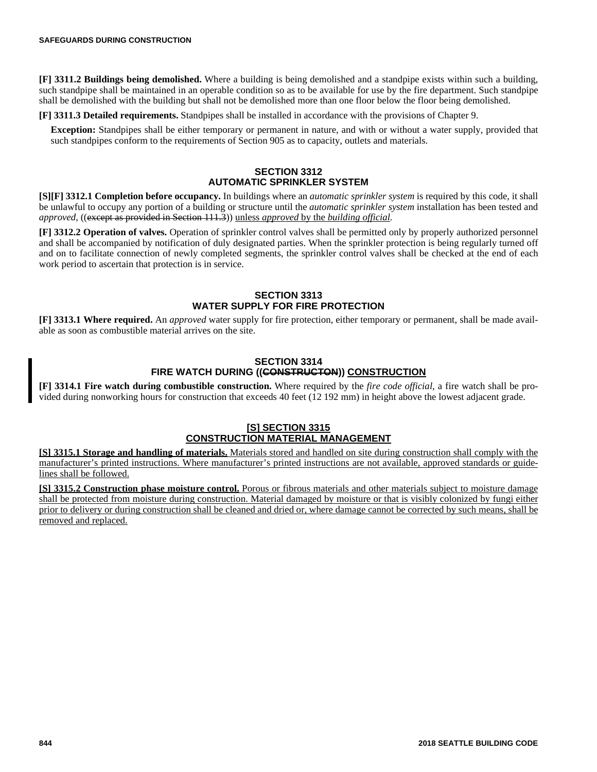**[F] 3311.2 Buildings being demolished.** Where a building is being demolished and a standpipe exists within such a building, such standpipe shall be maintained in an operable condition so as to be available for use by the fire department. Such standpipe shall be demolished with the building but shall not be demolished more than one floor below the floor being demolished.

**[F] 3311.3 Detailed requirements.** Standpipes shall be installed in accordance with the provisions of Chapter 9.

**Exception:** Standpipes shall be either temporary or permanent in nature, and with or without a water supply, provided that such standpipes conform to the requirements of Section 905 as to capacity, outlets and materials.

## SECTION 3312 AUTOMATIC SPRINKLER SYSTEM

**[S][F] 3312.1 Completion before occupancy.** In buildings where an *automatic sprinkler system* is required by this code, it shall be unlawful to occupy any portion of a building or structure until the *automatic sprinkler system* installation has been tested and *approved*, ((~~except as provided in Section 111.3~~)) <u>unless *approved* by the *building official*</u>.

**[F] 3312.2 Operation of valves.** Operation of sprinkler control valves shall be permitted only by properly authorized personnel and shall be accompanied by notification of duly designated parties. When the sprinkler protection is being regularly turned off and on to facilitate connection of newly completed segments, the sprinkler control valves shall be checked at the end of each work period to ascertain that protection is in service.

## SECTION 3313 WATER SUPPLY FOR FIRE PROTECTION

**[F] 3313.1 Where required.** An *approved* water supply for fire protection, either temporary or permanent, shall be made available as soon as combustible material arrives on the site.

## SECTION 3314 FIRE WATCH DURING ((~~CONSTRUCTON~~)) <u>CONSTRUCTION</u>

**[F] 3314.1 Fire watch during combustible construction.** Where required by the *fire code official*, a fire watch shall be provided during nonworking hours for construction that exceeds 40 feet (12 192 mm) in height above the lowest adjacent grade.

## <u>[S] SECTION 3315 CONSTRUCTION MATERIAL MANAGEMENT</u>

<u>**[S] 3315.1 Storage and handling of materials.** Materials stored and handled on site during construction shall comply with the manufacturer's printed instructions. Where manufacturer's printed instructions are not available, approved standards or guidelines shall be followed.</u>

<u>**[S] 3315.2 Construction phase moisture control.** Porous or fibrous materials and other materials subject to moisture damage shall be protected from moisture during construction. Material damaged by moisture or that is visibly colonized by fungi either prior to delivery or during construction shall be cleaned and dried or, where damage cannot be corrected by such means, shall be removed and replaced.</u>